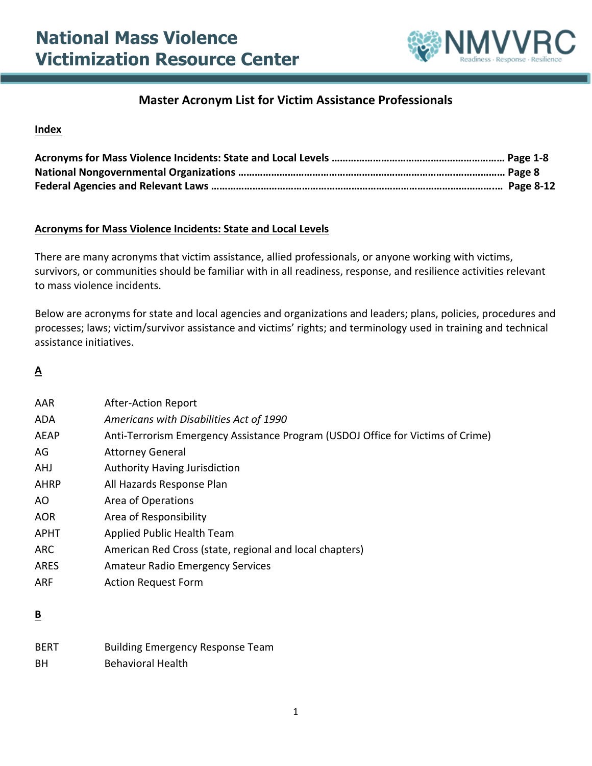# National Mass Violence Victimization Resource Center

## Master Acronym List for Victim Assistance Professionals

**Index**

**Acronyms for Mass Violence Incidents: State and Local Levels ……………………………………………………… Page 1-8**
**National Nongovernmental Organizations ………………………………………………………………………………… Page 8**
**Federal Agencies and Relevant Laws ………………………………………………………………………………………… Page 8-12**

### Acronyms for Mass Violence Incidents: State and Local Levels

There are many acronyms that victim assistance, allied professionals, or anyone working with victims, survivors, or communities should be familiar with in all readiness, response, and resilience activities relevant to mass violence incidents.

Below are acronyms for state and local agencies and organizations and leaders; plans, policies, procedures and processes; laws; victim/survivor assistance and victims' rights; and terminology used in training and technical assistance initiatives.

#### A

| | |
|---|---|
| AAR | After-Action Report |
| ADA | *Americans with Disabilities Act of 1990* |
| AEAP | Anti-Terrorism Emergency Assistance Program (USDOJ Office for Victims of Crime) |
| AG | Attorney General |
| AHJ | Authority Having Jurisdiction |
| AHRP | All Hazards Response Plan |
| AO | Area of Operations |
| AOR | Area of Responsibility |
| APHT | Applied Public Health Team |
| ARC | American Red Cross (state, regional and local chapters) |
| ARES | Amateur Radio Emergency Services |
| ARF | Action Request Form |

#### B

| | |
|---|---|
| BERT | Building Emergency Response Team |
| BH | Behavioral Health |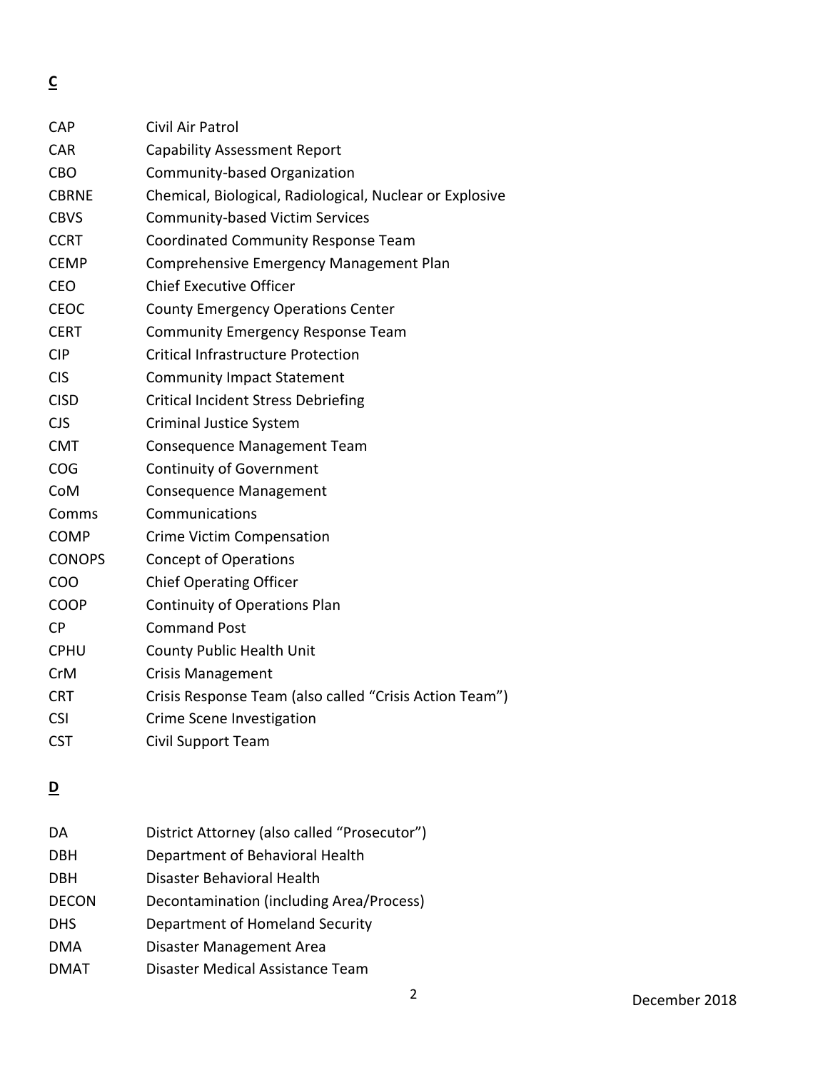**C**

| | |
|---|---|
| CAP | Civil Air Patrol |
| CAR | Capability Assessment Report |
| CBO | Community-based Organization |
| CBRNE | Chemical, Biological, Radiological, Nuclear or Explosive |
| CBVS | Community-based Victim Services |
| CCRT | Coordinated Community Response Team |
| CEMP | Comprehensive Emergency Management Plan |
| CEO | Chief Executive Officer |
| CEOC | County Emergency Operations Center |
| CERT | Community Emergency Response Team |
| CIP | Critical Infrastructure Protection |
| CIS | Community Impact Statement |
| CISD | Critical Incident Stress Debriefing |
| CJS | Criminal Justice System |
| CMT | Consequence Management Team |
| COG | Continuity of Government |
| CoM | Consequence Management |
| Comms | Communications |
| COMP | Crime Victim Compensation |
| CONOPS | Concept of Operations |
| COO | Chief Operating Officer |
| COOP | Continuity of Operations Plan |
| CP | Command Post |
| CPHU | County Public Health Unit |
| CrM | Crisis Management |
| CRT | Crisis Response Team (also called "Crisis Action Team") |
| CSI | Crime Scene Investigation |
| CST | Civil Support Team |

**D**

| | |
|---|---|
| DA | District Attorney (also called "Prosecutor") |
| DBH | Department of Behavioral Health |
| DBH | Disaster Behavioral Health |
| DECON | Decontamination (including Area/Process) |
| DHS | Department of Homeland Security |
| DMA | Disaster Management Area |
| DMAT | Disaster Medical Assistance Team |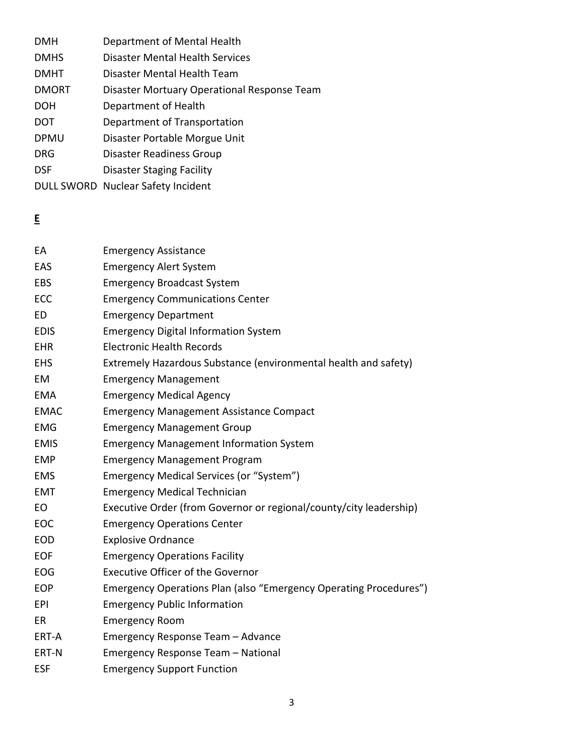| | |
|---|---|
| DMH | Department of Mental Health |
| DMHS | Disaster Mental Health Services |
| DMHT | Disaster Mental Health Team |
| DMORT | Disaster Mortuary Operational Response Team |
| DOH | Department of Health |
| DOT | Department of Transportation |
| DPMU | Disaster Portable Morgue Unit |
| DRG | Disaster Readiness Group |
| DSF | Disaster Staging Facility |
| DULL SWORD | Nuclear Safety Incident |

**E**

| | |
|---|---|
| EA | Emergency Assistance |
| EAS | Emergency Alert System |
| EBS | Emergency Broadcast System |
| ECC | Emergency Communications Center |
| ED | Emergency Department |
| EDIS | Emergency Digital Information System |
| EHR | Electronic Health Records |
| EHS | Extremely Hazardous Substance (environmental health and safety) |
| EM | Emergency Management |
| EMA | Emergency Medical Agency |
| EMAC | Emergency Management Assistance Compact |
| EMG | Emergency Management Group |
| EMIS | Emergency Management Information System |
| EMP | Emergency Management Program |
| EMS | Emergency Medical Services (or "System") |
| EMT | Emergency Medical Technician |
| EO | Executive Order (from Governor or regional/county/city leadership) |
| EOC | Emergency Operations Center |
| EOD | Explosive Ordnance |
| EOF | Emergency Operations Facility |
| EOG | Executive Officer of the Governor |
| EOP | Emergency Operations Plan (also "Emergency Operating Procedures") |
| EPI | Emergency Public Information |
| ER | Emergency Room |
| ERT-A | Emergency Response Team – Advance |
| ERT-N | Emergency Response Team – National |
| ESF | Emergency Support Function |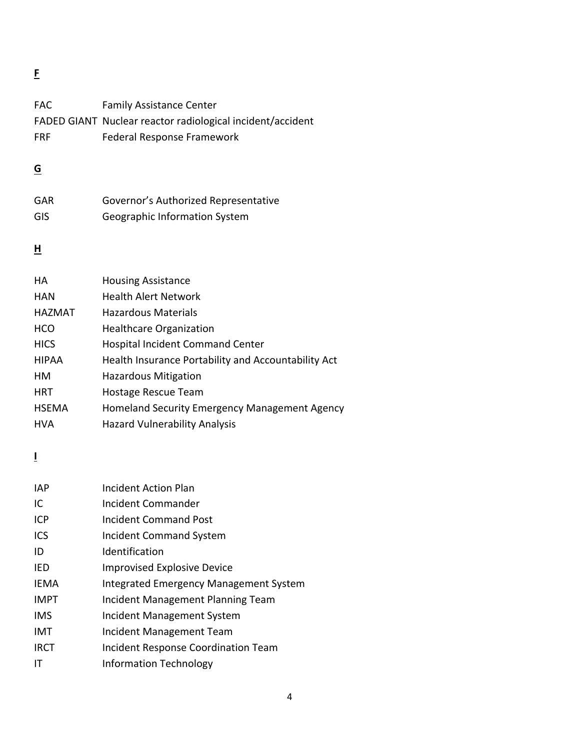**F**

| | |
|---|---|
| FAC | Family Assistance Center |
| FADED GIANT | Nuclear reactor radiological incident/accident |
| FRF | Federal Response Framework |

**G**

| | |
|---|---|
| GAR | Governor's Authorized Representative |
| GIS | Geographic Information System |

**H**

| | |
|---|---|
| HA | Housing Assistance |
| HAN | Health Alert Network |
| HAZMAT | Hazardous Materials |
| HCO | Healthcare Organization |
| HICS | Hospital Incident Command Center |
| HIPAA | Health Insurance Portability and Accountability Act |
| HM | Hazardous Mitigation |
| HRT | Hostage Rescue Team |
| HSEMA | Homeland Security Emergency Management Agency |
| HVA | Hazard Vulnerability Analysis |

**I**

| | |
|---|---|
| IAP | Incident Action Plan |
| IC | Incident Commander |
| ICP | Incident Command Post |
| ICS | Incident Command System |
| ID | Identification |
| IED | Improvised Explosive Device |
| IEMA | Integrated Emergency Management System |
| IMPT | Incident Management Planning Team |
| IMS | Incident Management System |
| IMT | Incident Management Team |
| IRCT | Incident Response Coordination Team |
| IT | Information Technology |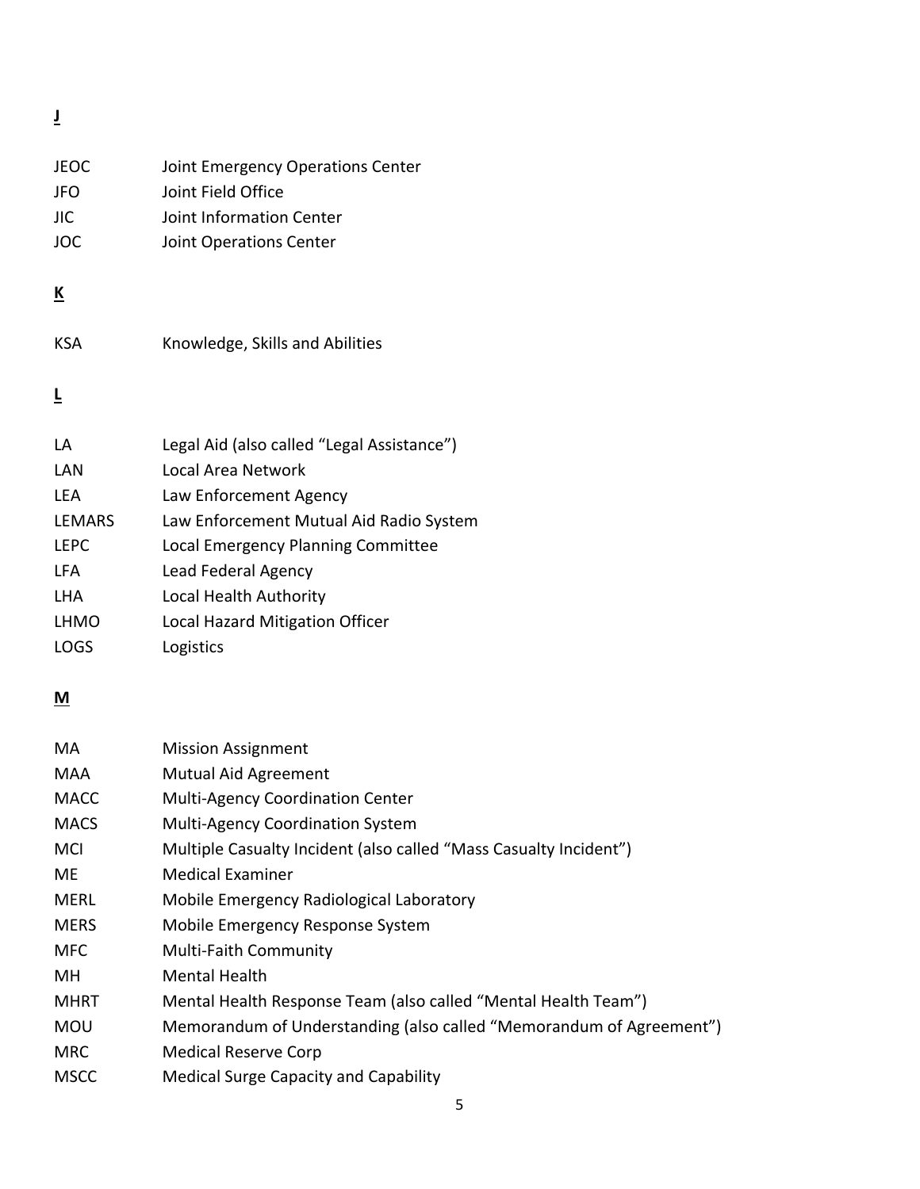**J**

| | |
|---|---|
| JEOC | Joint Emergency Operations Center |
| JFO | Joint Field Office |
| JIC | Joint Information Center |
| JOC | Joint Operations Center |

**K**

| | |
|---|---|
| KSA | Knowledge, Skills and Abilities |

**L**

| | |
|---|---|
| LA | Legal Aid (also called "Legal Assistance") |
| LAN | Local Area Network |
| LEA | Law Enforcement Agency |
| LEMARS | Law Enforcement Mutual Aid Radio System |
| LEPC | Local Emergency Planning Committee |
| LFA | Lead Federal Agency |
| LHA | Local Health Authority |
| LHMO | Local Hazard Mitigation Officer |
| LOGS | Logistics |

**M**

| | |
|---|---|
| MA | Mission Assignment |
| MAA | Mutual Aid Agreement |
| MACC | Multi-Agency Coordination Center |
| MACS | Multi-Agency Coordination System |
| MCI | Multiple Casualty Incident (also called "Mass Casualty Incident") |
| ME | Medical Examiner |
| MERL | Mobile Emergency Radiological Laboratory |
| MERS | Mobile Emergency Response System |
| MFC | Multi-Faith Community |
| MH | Mental Health |
| MHRT | Mental Health Response Team (also called "Mental Health Team") |
| MOU | Memorandum of Understanding (also called "Memorandum of Agreement") |
| MRC | Medical Reserve Corp |
| MSCC | Medical Surge Capacity and Capability |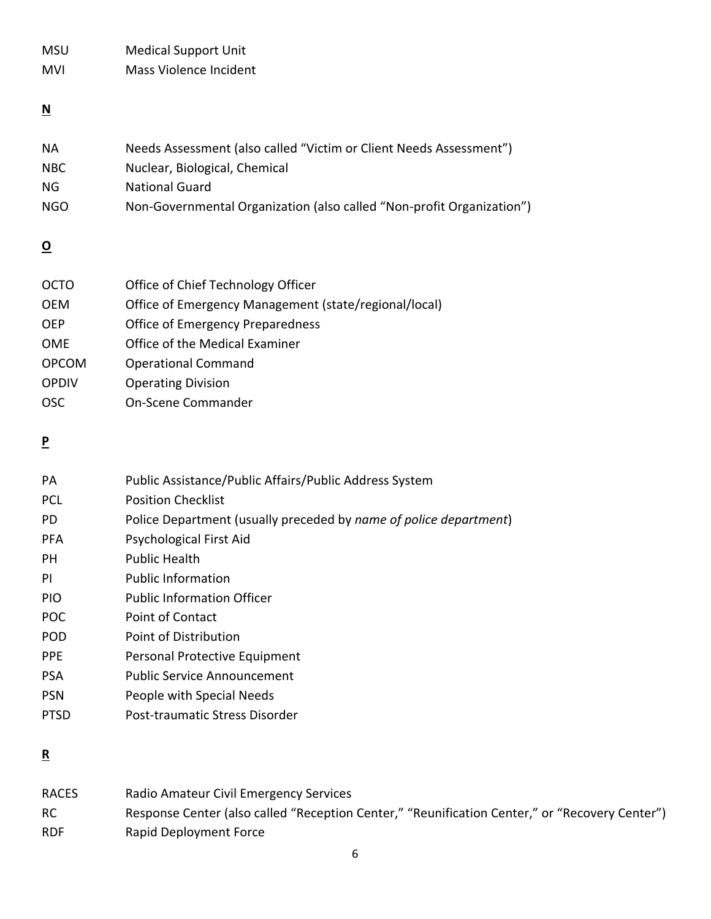| | |
|---|---|
| MSU | Medical Support Unit |
| MVI | Mass Violence Incident |

**N**

| | |
|---|---|
| NA | Needs Assessment (also called "Victim or Client Needs Assessment") |
| NBC | Nuclear, Biological, Chemical |
| NG | National Guard |
| NGO | Non-Governmental Organization (also called "Non-profit Organization") |

**O**

| | |
|---|---|
| OCTO | Office of Chief Technology Officer |
| OEM | Office of Emergency Management (state/regional/local) |
| OEP | Office of Emergency Preparedness |
| OME | Office of the Medical Examiner |
| OPCOM | Operational Command |
| OPDIV | Operating Division |
| OSC | On-Scene Commander |

**P**

| | |
|---|---|
| PA | Public Assistance/Public Affairs/Public Address System |
| PCL | Position Checklist |
| PD | Police Department (usually preceded by *name of police department*) |
| PFA | Psychological First Aid |
| PH | Public Health |
| PI | Public Information |
| PIO | Public Information Officer |
| POC | Point of Contact |
| POD | Point of Distribution |
| PPE | Personal Protective Equipment |
| PSA | Public Service Announcement |
| PSN | People with Special Needs |
| PTSD | Post-traumatic Stress Disorder |

**R**

| | |
|---|---|
| RACES | Radio Amateur Civil Emergency Services |
| RC | Response Center (also called "Reception Center," "Reunification Center," or "Recovery Center") |
| RDF | Rapid Deployment Force |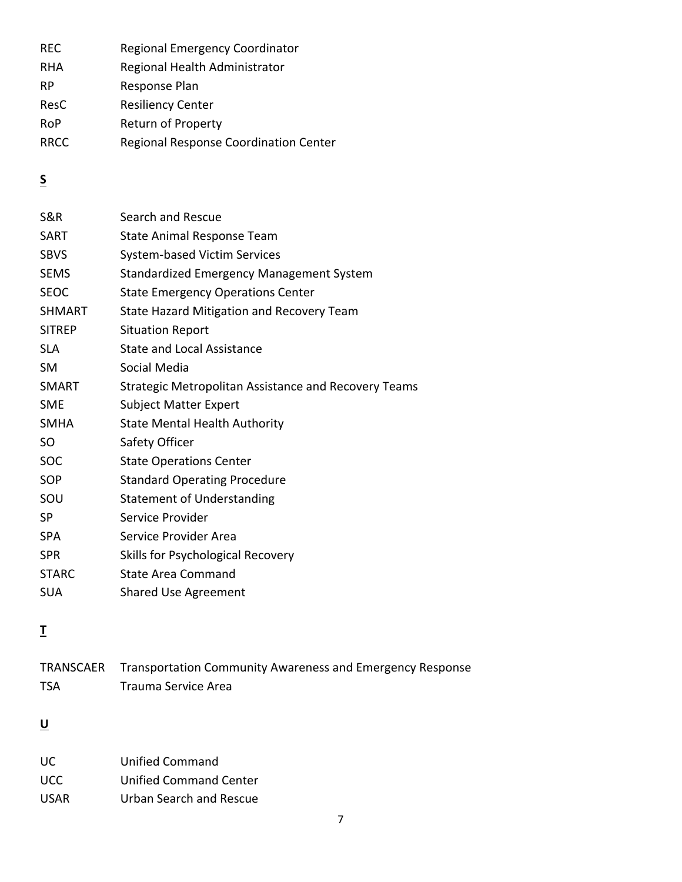| | |
|---|---|
| REC | Regional Emergency Coordinator |
| RHA | Regional Health Administrator |
| RP | Response Plan |
| ResC | Resiliency Center |
| RoP | Return of Property |
| RRCC | Regional Response Coordination Center |

**S**

| | |
|---|---|
| S&R | Search and Rescue |
| SART | State Animal Response Team |
| SBVS | System-based Victim Services |
| SEMS | Standardized Emergency Management System |
| SEOC | State Emergency Operations Center |
| SHMART | State Hazard Mitigation and Recovery Team |
| SITREP | Situation Report |
| SLA | State and Local Assistance |
| SM | Social Media |
| SMART | Strategic Metropolitan Assistance and Recovery Teams |
| SME | Subject Matter Expert |
| SMHA | State Mental Health Authority |
| SO | Safety Officer |
| SOC | State Operations Center |
| SOP | Standard Operating Procedure |
| SOU | Statement of Understanding |
| SP | Service Provider |
| SPA | Service Provider Area |
| SPR | Skills for Psychological Recovery |
| STARC | State Area Command |
| SUA | Shared Use Agreement |

**T**

| | |
|---|---|
| TRANSCAER | Transportation Community Awareness and Emergency Response |
| TSA | Trauma Service Area |

**U**

| | |
|---|---|
| UC | Unified Command |
| UCC | Unified Command Center |
| USAR | Urban Search and Rescue |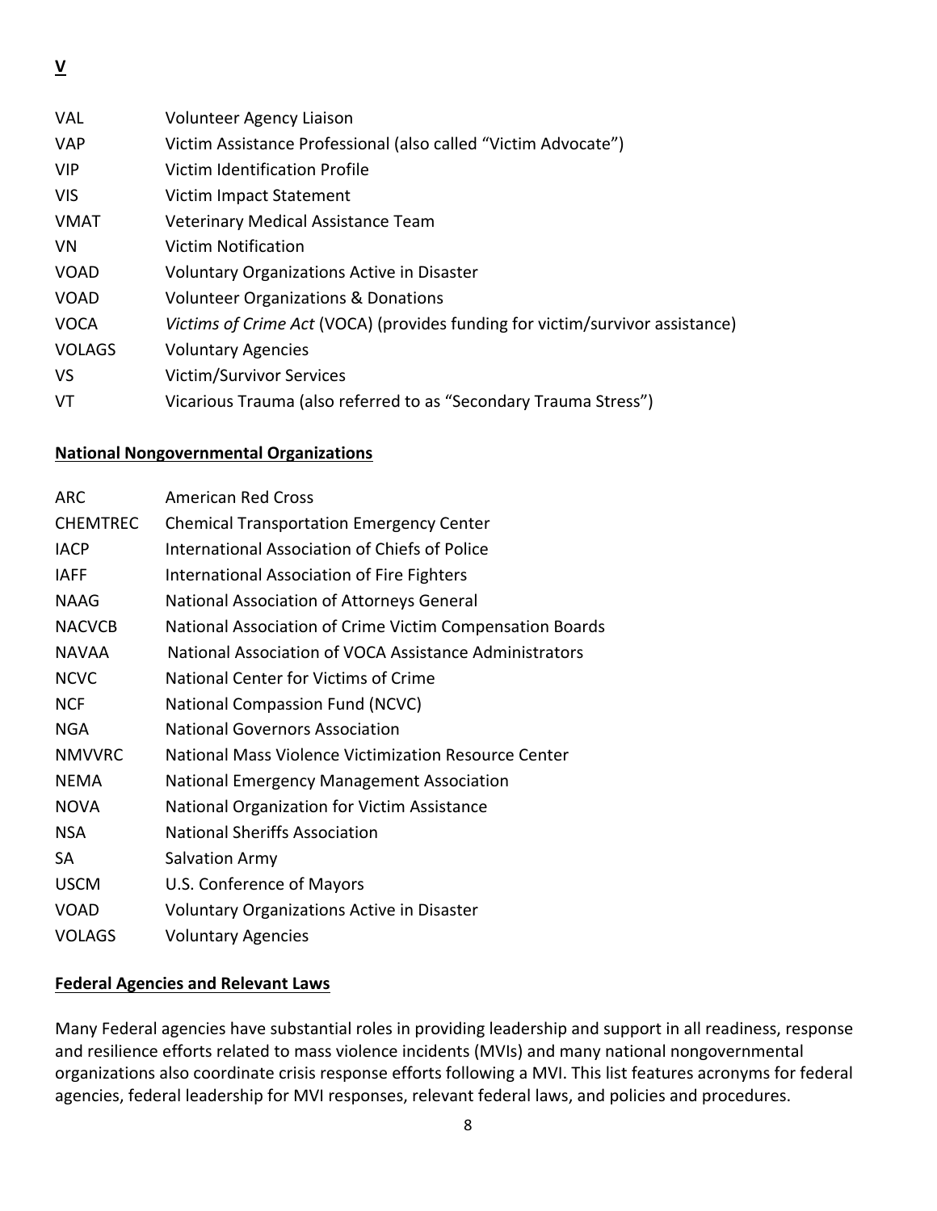**V**

| | |
|---|---|
| VAL | Volunteer Agency Liaison |
| VAP | Victim Assistance Professional (also called "Victim Advocate") |
| VIP | Victim Identification Profile |
| VIS | Victim Impact Statement |
| VMAT | Veterinary Medical Assistance Team |
| VN | Victim Notification |
| VOAD | Voluntary Organizations Active in Disaster |
| VOAD | Volunteer Organizations & Donations |
| VOCA | *Victims of Crime Act* (VOCA) (provides funding for victim/survivor assistance) |
| VOLAGS | Voluntary Agencies |
| VS | Victim/Survivor Services |
| VT | Vicarious Trauma (also referred to as "Secondary Trauma Stress") |

**National Nongovernmental Organizations**

| | |
|---|---|
| ARC | American Red Cross |
| CHEMTREC | Chemical Transportation Emergency Center |
| IACP | International Association of Chiefs of Police |
| IAFF | International Association of Fire Fighters |
| NAAG | National Association of Attorneys General |
| NACVCB | National Association of Crime Victim Compensation Boards |
| NAVAA | National Association of VOCA Assistance Administrators |
| NCVC | National Center for Victims of Crime |
| NCF | National Compassion Fund (NCVC) |
| NGA | National Governors Association |
| NMVVRC | National Mass Violence Victimization Resource Center |
| NEMA | National Emergency Management Association |
| NOVA | National Organization for Victim Assistance |
| NSA | National Sheriffs Association |
| SA | Salvation Army |
| USCM | U.S. Conference of Mayors |
| VOAD | Voluntary Organizations Active in Disaster |
| VOLAGS | Voluntary Agencies |

**Federal Agencies and Relevant Laws**

Many Federal agencies have substantial roles in providing leadership and support in all readiness, response and resilience efforts related to mass violence incidents (MVIs) and many national nongovernmental organizations also coordinate crisis response efforts following a MVI. This list features acronyms for federal agencies, federal leadership for MVI responses, relevant federal laws, and policies and procedures.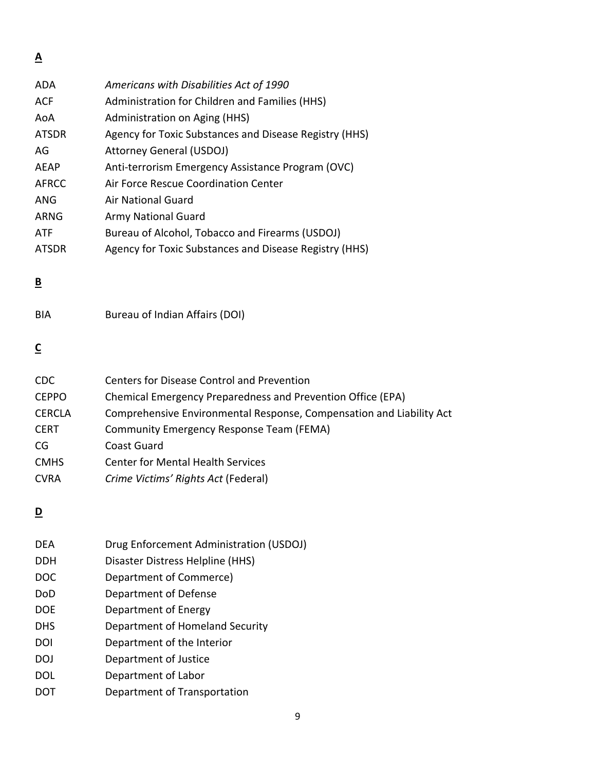**A**

| | |
|---|---|
| ADA | *Americans with Disabilities Act of 1990* |
| ACF | Administration for Children and Families (HHS) |
| AoA | Administration on Aging (HHS) |
| ATSDR | Agency for Toxic Substances and Disease Registry (HHS) |
| AG | Attorney General (USDOJ) |
| AEAP | Anti-terrorism Emergency Assistance Program (OVC) |
| AFRCC | Air Force Rescue Coordination Center |
| ANG | Air National Guard |
| ARNG | Army National Guard |
| ATF | Bureau of Alcohol, Tobacco and Firearms (USDOJ) |
| ATSDR | Agency for Toxic Substances and Disease Registry (HHS) |

**B**

| | |
|---|---|
| BIA | Bureau of Indian Affairs (DOI) |

**C**

| | |
|---|---|
| CDC | Centers for Disease Control and Prevention |
| CEPPO | Chemical Emergency Preparedness and Prevention Office (EPA) |
| CERCLA | Comprehensive Environmental Response, Compensation and Liability Act |
| CERT | Community Emergency Response Team (FEMA) |
| CG | Coast Guard |
| CMHS | Center for Mental Health Services |
| CVRA | *Crime Victims' Rights Act* (Federal) |

**D**

| | |
|---|---|
| DEA | Drug Enforcement Administration (USDOJ) |
| DDH | Disaster Distress Helpline (HHS) |
| DOC | Department of Commerce) |
| DoD | Department of Defense |
| DOE | Department of Energy |
| DHS | Department of Homeland Security |
| DOI | Department of the Interior |
| DOJ | Department of Justice |
| DOL | Department of Labor |
| DOT | Department of Transportation |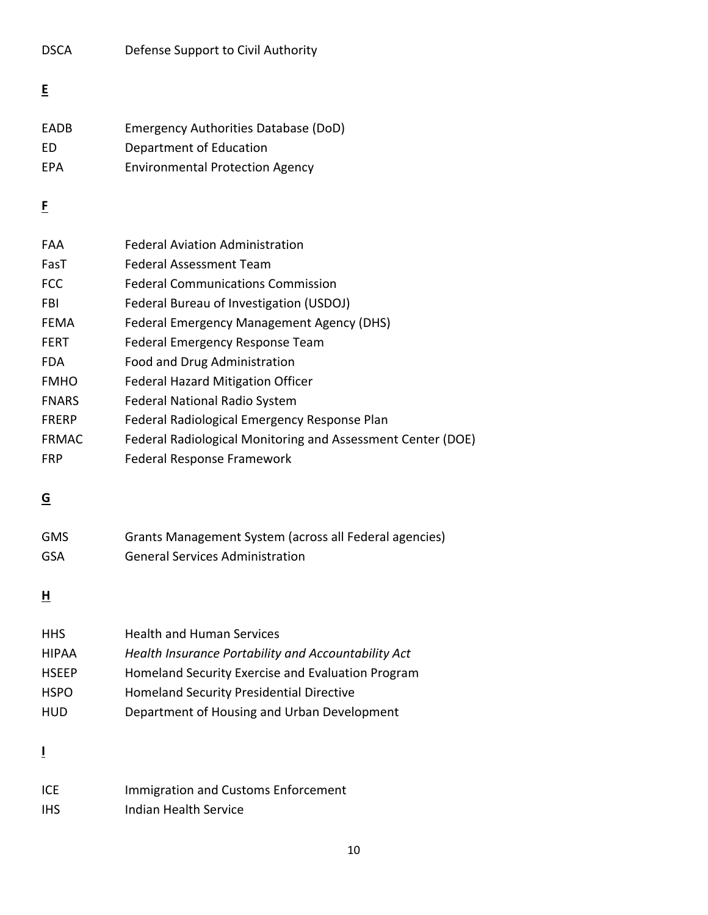| | |
|---|---|
| DSCA | Defense Support to Civil Authority |

**E**

| | |
|---|---|
| EADB | Emergency Authorities Database (DoD) |
| ED | Department of Education |
| EPA | Environmental Protection Agency |

**F**

| | |
|---|---|
| FAA | Federal Aviation Administration |
| FasT | Federal Assessment Team |
| FCC | Federal Communications Commission |
| FBI | Federal Bureau of Investigation (USDOJ) |
| FEMA | Federal Emergency Management Agency (DHS) |
| FERT | Federal Emergency Response Team |
| FDA | Food and Drug Administration |
| FMHO | Federal Hazard Mitigation Officer |
| FNARS | Federal National Radio System |
| FRERP | Federal Radiological Emergency Response Plan |
| FRMAC | Federal Radiological Monitoring and Assessment Center (DOE) |
| FRP | Federal Response Framework |

**G**

| | |
|---|---|
| GMS | Grants Management System (across all Federal agencies) |
| GSA | General Services Administration |

**H**

| | |
|---|---|
| HHS | Health and Human Services |
| HIPAA | *Health Insurance Portability and Accountability Act* |
| HSEEP | Homeland Security Exercise and Evaluation Program |
| HSPO | Homeland Security Presidential Directive |
| HUD | Department of Housing and Urban Development |

**I**

| | |
|---|---|
| ICE | Immigration and Customs Enforcement |
| IHS | Indian Health Service |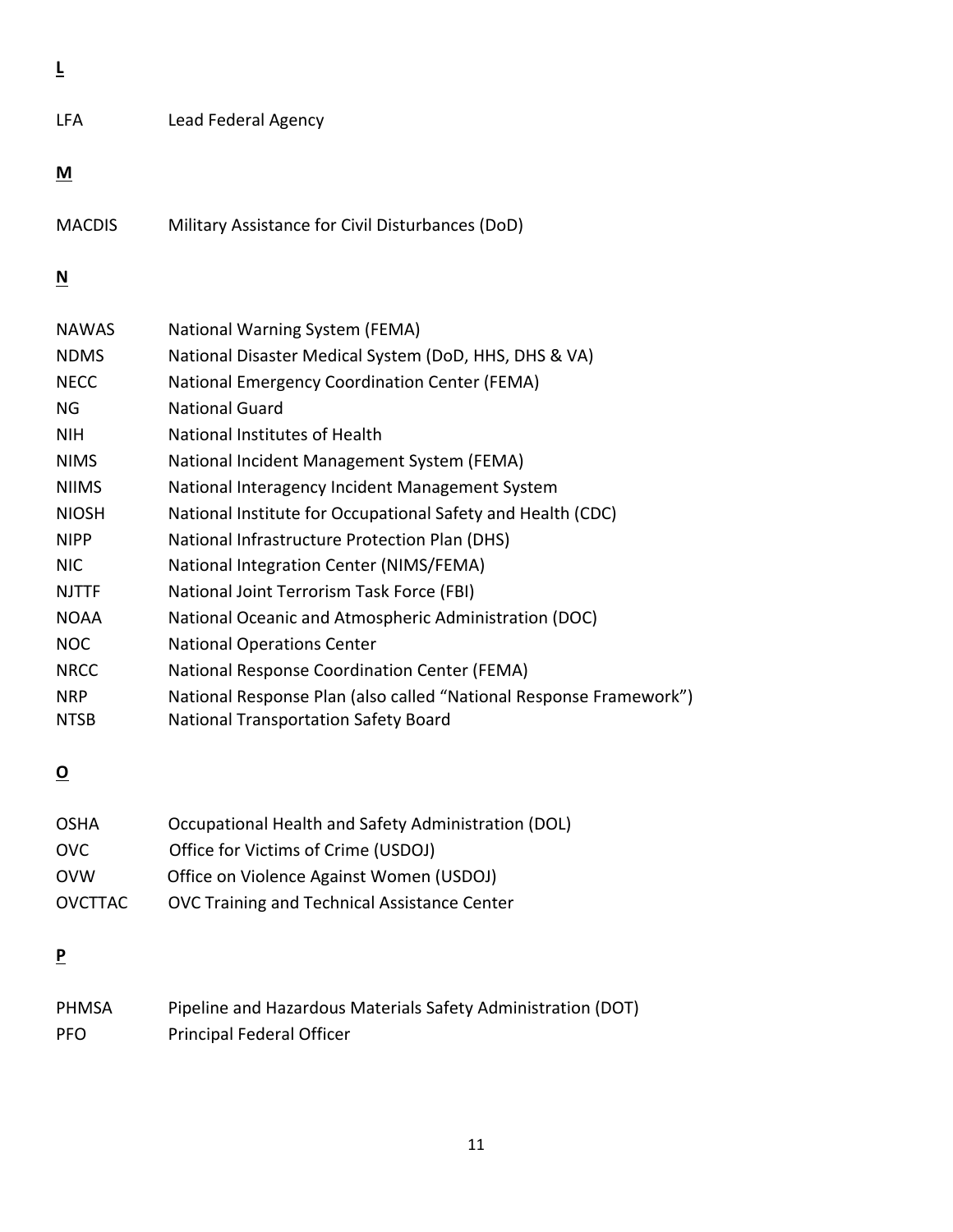**L**

| | |
|---|---|
| LFA | Lead Federal Agency |

**M**

| | |
|---|---|
| MACDIS | Military Assistance for Civil Disturbances (DoD) |

**N**

| | |
|---|---|
| NAWAS | National Warning System (FEMA) |
| NDMS | National Disaster Medical System (DoD, HHS, DHS & VA) |
| NECC | National Emergency Coordination Center (FEMA) |
| NG | National Guard |
| NIH | National Institutes of Health |
| NIMS | National Incident Management System (FEMA) |
| NIIMS | National Interagency Incident Management System |
| NIOSH | National Institute for Occupational Safety and Health (CDC) |
| NIPP | National Infrastructure Protection Plan (DHS) |
| NIC | National Integration Center (NIMS/FEMA) |
| NJTTF | National Joint Terrorism Task Force (FBI) |
| NOAA | National Oceanic and Atmospheric Administration (DOC) |
| NOC | National Operations Center |
| NRCC | National Response Coordination Center (FEMA) |
| NRP | National Response Plan (also called "National Response Framework") |
| NTSB | National Transportation Safety Board |

**O**

| | |
|---|---|
| OSHA | Occupational Health and Safety Administration (DOL) |
| OVC | Office for Victims of Crime (USDOJ) |
| OVW | Office on Violence Against Women (USDOJ) |
| OVCTTAC | OVC Training and Technical Assistance Center |

**P**

| | |
|---|---|
| PHMSA | Pipeline and Hazardous Materials Safety Administration (DOT) |
| PFO | Principal Federal Officer |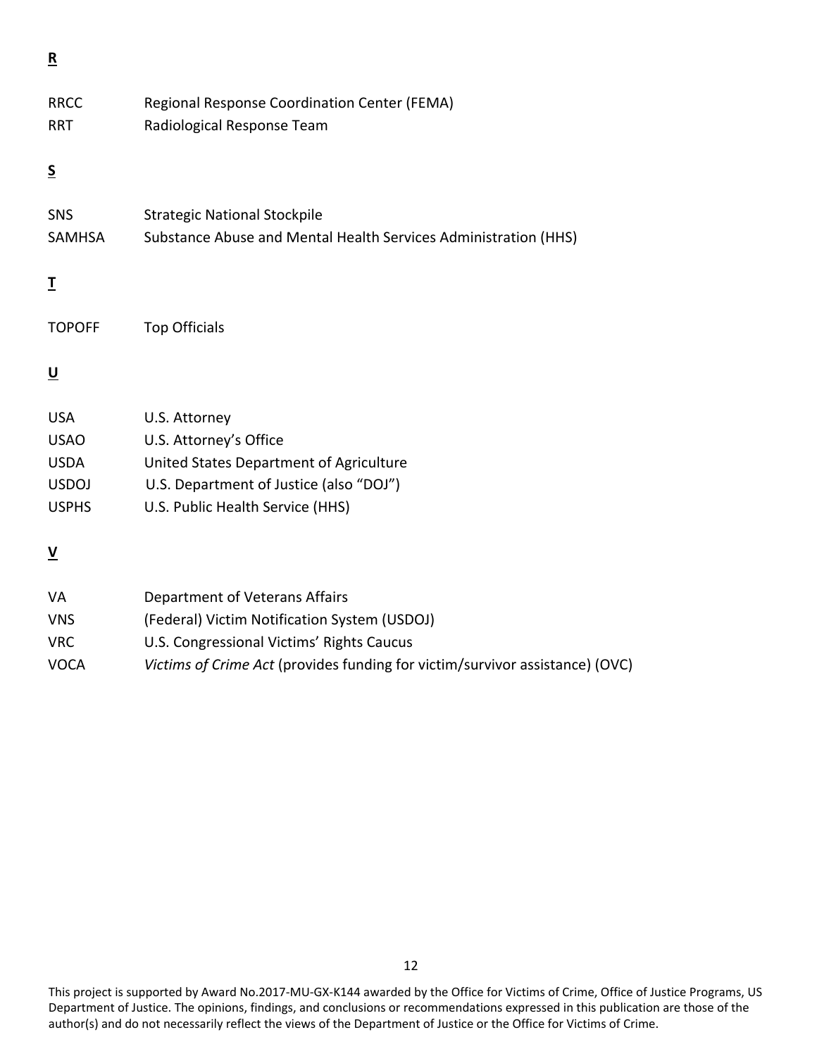**R**

| | |
|---|---|
| RRCC | Regional Response Coordination Center (FEMA) |
| RRT | Radiological Response Team |

**S**

| | |
|---|---|
| SNS | Strategic National Stockpile |
| SAMHSA | Substance Abuse and Mental Health Services Administration (HHS) |

**T**

| | |
|---|---|
| TOPOFF | Top Officials |

**U**

| | |
|---|---|
| USA | U.S. Attorney |
| USAO | U.S. Attorney's Office |
| USDA | United States Department of Agriculture |
| USDOJ | U.S. Department of Justice (also "DOJ") |
| USPHS | U.S. Public Health Service (HHS) |

**V**

| | |
|---|---|
| VA | Department of Veterans Affairs |
| VNS | (Federal) Victim Notification System (USDOJ) |
| VRC | U.S. Congressional Victims' Rights Caucus |
| VOCA | *Victims of Crime Act* (provides funding for victim/survivor assistance) (OVC) |

This project is supported by Award No.2017-MU-GX-K144 awarded by the Office for Victims of Crime, Office of Justice Programs, US Department of Justice. The opinions, findings, and conclusions or recommendations expressed in this publication are those of the author(s) and do not necessarily reflect the views of the Department of Justice or the Office for Victims of Crime.